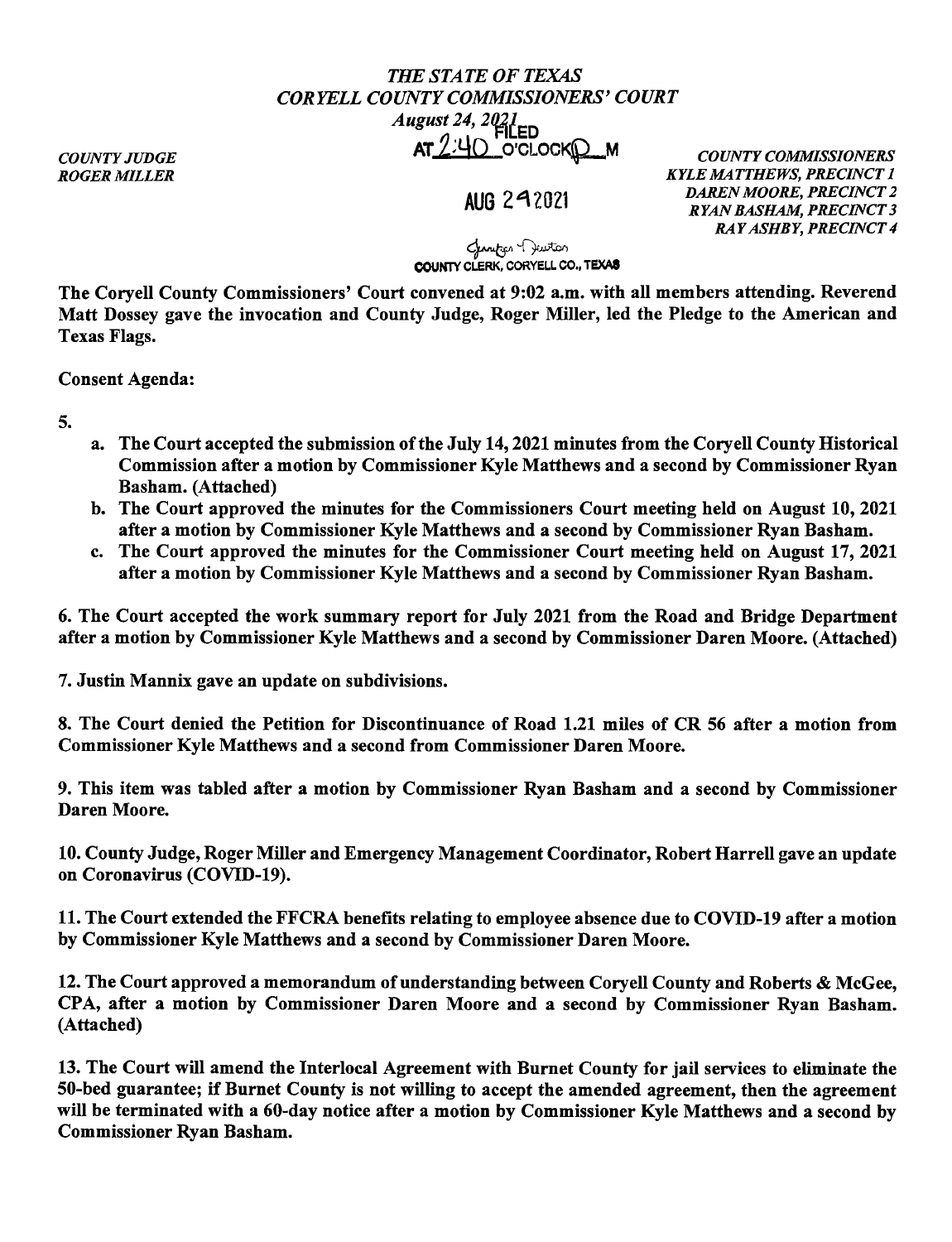# *THE STATE OF TEXAS*
## *CORYELL COUNTY COMMISSIONERS' COURT*
### *August 24, 2021*

FILED
AT 2:40 O'CLOCK P M

AUG 24 2021

Jennifer Newton
COUNTY CLERK, CORYELL CO., TEXAS

*COUNTY JUDGE*
*ROGER MILLER*

*COUNTY COMMISSIONERS*
*KYLE MATTHEWS, PRECINCT 1*
*DAREN MOORE, PRECINCT 2*
*RYAN BASHAM, PRECINCT 3*
*RAY ASHBY, PRECINCT 4*

**The Coryell County Commissioners' Court convened at 9:02 a.m. with all members attending. Reverend Matt Dossey gave the invocation and County Judge, Roger Miller, led the Pledge to the American and Texas Flags.**

**Consent Agenda:**

**5.**

- **a. The Court accepted the submission of the July 14, 2021 minutes from the Coryell County Historical Commission after a motion by Commissioner Kyle Matthews and a second by Commissioner Ryan Basham. (Attached)**
- **b. The Court approved the minutes for the Commissioners Court meeting held on August 10, 2021 after a motion by Commissioner Kyle Matthews and a second by Commissioner Ryan Basham.**
- **c. The Court approved the minutes for the Commissioner Court meeting held on August 17, 2021 after a motion by Commissioner Kyle Matthews and a second by Commissioner Ryan Basham.**

**6. The Court accepted the work summary report for July 2021 from the Road and Bridge Department after a motion by Commissioner Kyle Matthews and a second by Commissioner Daren Moore. (Attached)**

**7. Justin Mannix gave an update on subdivisions.**

**8. The Court denied the Petition for Discontinuance of Road 1.21 miles of CR 56 after a motion from Commissioner Kyle Matthews and a second from Commissioner Daren Moore.**

**9. This item was tabled after a motion by Commissioner Ryan Basham and a second by Commissioner Daren Moore.**

**10. County Judge, Roger Miller and Emergency Management Coordinator, Robert Harrell gave an update on Coronavirus (COVID-19).**

**11. The Court extended the FFCRA benefits relating to employee absence due to COVID-19 after a motion by Commissioner Kyle Matthews and a second by Commissioner Daren Moore.**

**12. The Court approved a memorandum of understanding between Coryell County and Roberts & McGee, CPA, after a motion by Commissioner Daren Moore and a second by Commissioner Ryan Basham. (Attached)**

**13. The Court will amend the Interlocal Agreement with Burnet County for jail services to eliminate the 50-bed guarantee; if Burnet County is not willing to accept the amended agreement, then the agreement will be terminated with a 60-day notice after a motion by Commissioner Kyle Matthews and a second by Commissioner Ryan Basham.**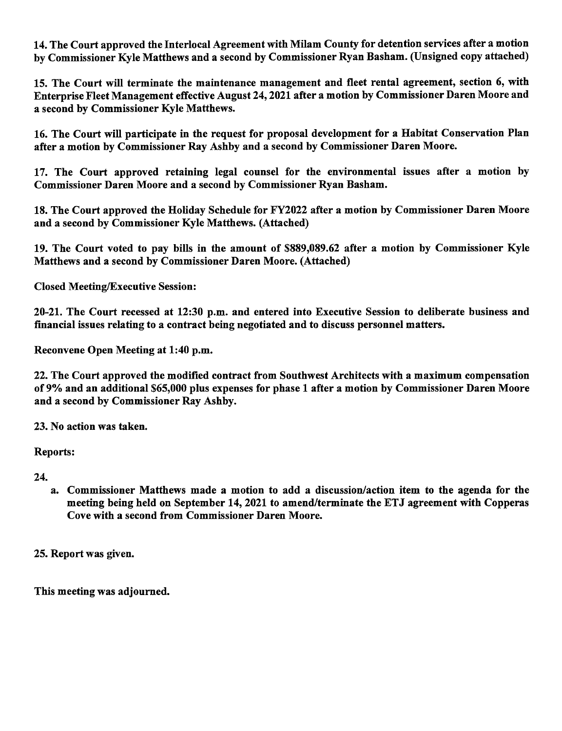**14. The Court approved the Interlocal Agreement with Milam County for detention services after a motion by Commissioner Kyle Matthews and a second by Commissioner Ryan Basham. (Unsigned copy attached)**

**15. The Court will terminate the maintenance management and fleet rental agreement, section 6, with Enterprise Fleet Management effective August 24, 2021 after a motion by Commissioner Daren Moore and a second by Commissioner Kyle Matthews.**

**16. The Court will participate in the request for proposal development for a Habitat Conservation Plan after a motion by Commissioner Ray Ashby and a second by Commissioner Daren Moore.**

**17. The Court approved retaining legal counsel for the environmental issues after a motion by Commissioner Daren Moore and a second by Commissioner Ryan Basham.**

**18. The Court approved the Holiday Schedule for FY2022 after a motion by Commissioner Daren Moore and a second by Commissioner Kyle Matthews. (Attached)**

**19. The Court voted to pay bills in the amount of $889,089.62 after a motion by Commissioner Kyle Matthews and a second by Commissioner Daren Moore. (Attached)**

**Closed Meeting/Executive Session:**

**20-21. The Court recessed at 12:30 p.m. and entered into Executive Session to deliberate business and financial issues relating to a contract being negotiated and to discuss personnel matters.**

**Reconvene Open Meeting at 1:40 p.m.**

**22. The Court approved the modified contract from Southwest Architects with a maximum compensation of 9% and an additional $65,000 plus expenses for phase 1 after a motion by Commissioner Daren Moore and a second by Commissioner Ray Ashby.**

**23. No action was taken.**

**Reports:**

**24.**

a. **Commissioner Matthews made a motion to add a discussion/action item to the agenda for the meeting being held on September 14, 2021 to amend/terminate the ETJ agreement with Copperas Cove with a second from Commissioner Daren Moore.**

**25. Report was given.**

**This meeting was adjourned.**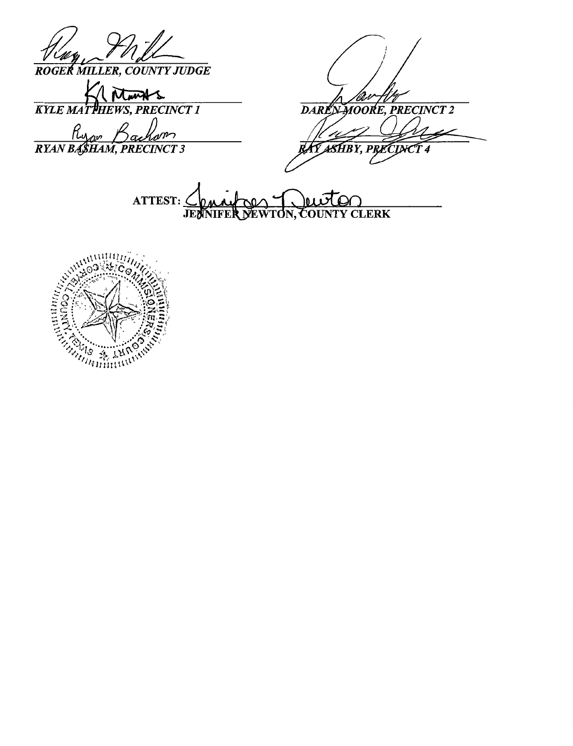*ROGER MILLER, COUNTY JUDGE*

*KYLE MATTHEWS, PRECINCT 1*

*DAREN MOORE, PRECINCT 2*

*RYAN BASHAM, PRECINCT 3*

*RAY ASHBY, PRECINCT 4*

**ATTEST: JENNIFER NEWTON, COUNTY CLERK**